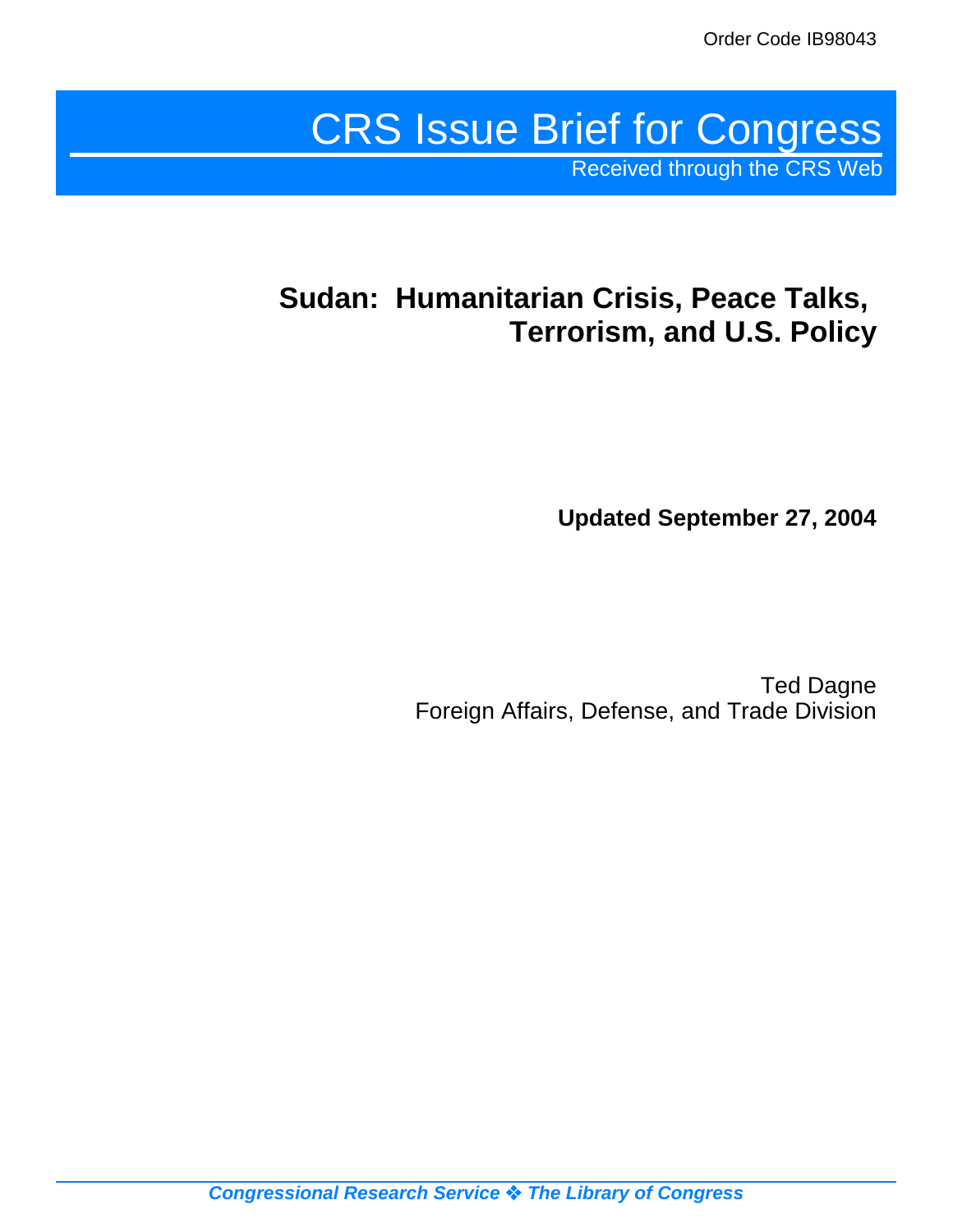Order Code IB98043

# CRS Issue Brief for Congress

Received through the CRS Web

## Sudan: Humanitarian Crisis, Peace Talks, Terrorism, and U.S. Policy

**Updated September 27, 2004**

Ted Dagne
Foreign Affairs, Defense, and Trade Division

*Congressional Research Service ❖ The Library of Congress*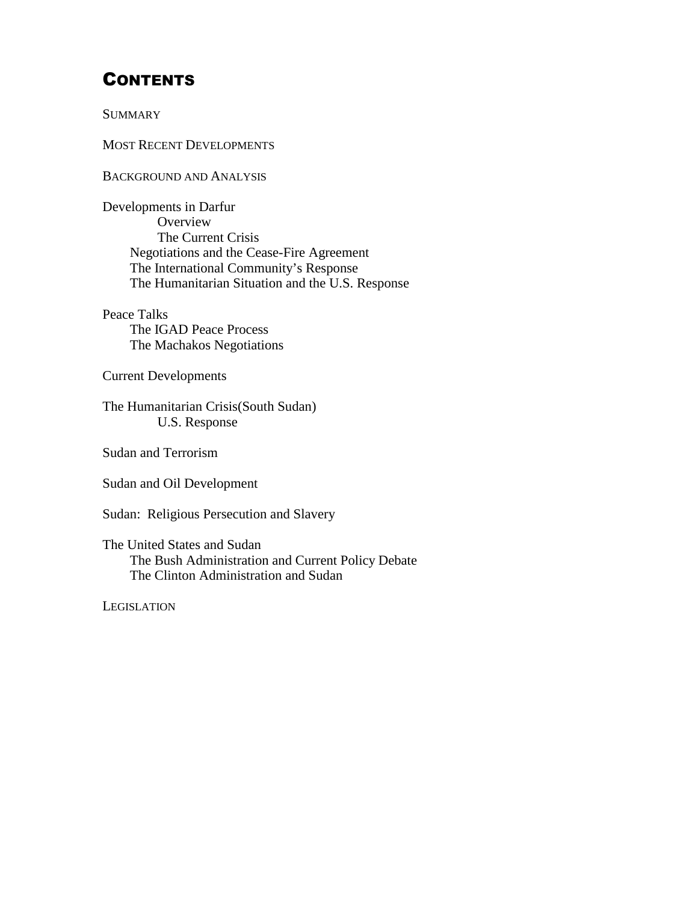# Contents

Summary

Most Recent Developments

Background and Analysis

Developments in Darfur
- Overview
- The Current Crisis
- Negotiations and the Cease-Fire Agreement
- The International Community's Response
- The Humanitarian Situation and the U.S. Response

Peace Talks
- The IGAD Peace Process
- The Machakos Negotiations

Current Developments

The Humanitarian Crisis(South Sudan)
- U.S. Response

Sudan and Terrorism

Sudan and Oil Development

Sudan: Religious Persecution and Slavery

The United States and Sudan
- The Bush Administration and Current Policy Debate
- The Clinton Administration and Sudan

Legislation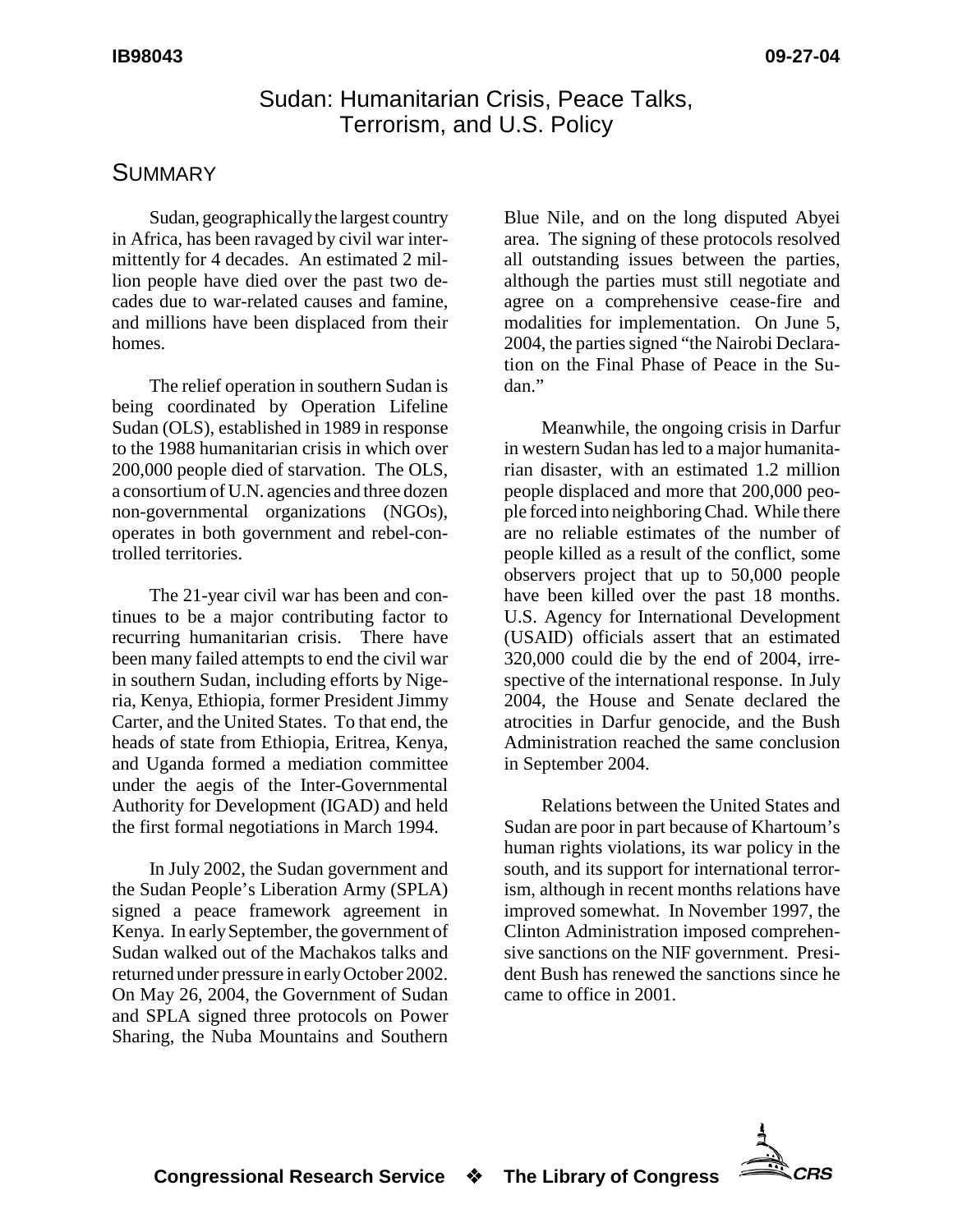# Sudan: Humanitarian Crisis, Peace Talks, Terrorism, and U.S. Policy

## SUMMARY

Sudan, geographically the largest country in Africa, has been ravaged by civil war intermittently for 4 decades. An estimated 2 million people have died over the past two decades due to war-related causes and famine, and millions have been displaced from their homes.

The relief operation in southern Sudan is being coordinated by Operation Lifeline Sudan (OLS), established in 1989 in response to the 1988 humanitarian crisis in which over 200,000 people died of starvation. The OLS, a consortium of U.N. agencies and three dozen non-governmental organizations (NGOs), operates in both government and rebel-controlled territories.

The 21-year civil war has been and continues to be a major contributing factor to recurring humanitarian crisis. There have been many failed attempts to end the civil war in southern Sudan, including efforts by Nigeria, Kenya, Ethiopia, former President Jimmy Carter, and the United States. To that end, the heads of state from Ethiopia, Eritrea, Kenya, and Uganda formed a mediation committee under the aegis of the Inter-Governmental Authority for Development (IGAD) and held the first formal negotiations in March 1994.

In July 2002, the Sudan government and the Sudan People's Liberation Army (SPLA) signed a peace framework agreement in Kenya. In early September, the government of Sudan walked out of the Machakos talks and returned under pressure in early October 2002. On May 26, 2004, the Government of Sudan and SPLA signed three protocols on Power Sharing, the Nuba Mountains and Southern Blue Nile, and on the long disputed Abyei area. The signing of these protocols resolved all outstanding issues between the parties, although the parties must still negotiate and agree on a comprehensive cease-fire and modalities for implementation. On June 5, 2004, the parties signed "the Nairobi Declaration on the Final Phase of Peace in the Sudan."

Meanwhile, the ongoing crisis in Darfur in western Sudan has led to a major humanitarian disaster, with an estimated 1.2 million people displaced and more that 200,000 people forced into neighboring Chad. While there are no reliable estimates of the number of people killed as a result of the conflict, some observers project that up to 50,000 people have been killed over the past 18 months. U.S. Agency for International Development (USAID) officials assert that an estimated 320,000 could die by the end of 2004, irrespective of the international response. In July 2004, the House and Senate declared the atrocities in Darfur genocide, and the Bush Administration reached the same conclusion in September 2004.

Relations between the United States and Sudan are poor in part because of Khartoum's human rights violations, its war policy in the south, and its support for international terrorism, although in recent months relations have improved somewhat. In November 1997, the Clinton Administration imposed comprehensive sanctions on the NIF government. President Bush has renewed the sanctions since he came to office in 2001.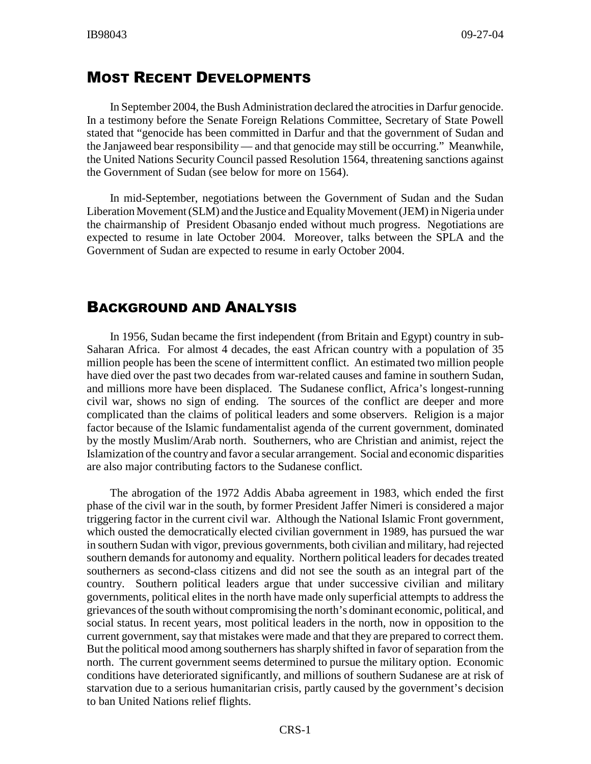## Most Recent Developments

In September 2004, the Bush Administration declared the atrocities in Darfur genocide. In a testimony before the Senate Foreign Relations Committee, Secretary of State Powell stated that "genocide has been committed in Darfur and that the government of Sudan and the Janjaweed bear responsibility — and that genocide may still be occurring." Meanwhile, the United Nations Security Council passed Resolution 1564, threatening sanctions against the Government of Sudan (see below for more on 1564).

In mid-September, negotiations between the Government of Sudan and the Sudan Liberation Movement (SLM) and the Justice and Equality Movement (JEM) in Nigeria under the chairmanship of President Obasanjo ended without much progress. Negotiations are expected to resume in late October 2004. Moreover, talks between the SPLA and the Government of Sudan are expected to resume in early October 2004.

## Background and Analysis

In 1956, Sudan became the first independent (from Britain and Egypt) country in sub-Saharan Africa. For almost 4 decades, the east African country with a population of 35 million people has been the scene of intermittent conflict. An estimated two million people have died over the past two decades from war-related causes and famine in southern Sudan, and millions more have been displaced. The Sudanese conflict, Africa's longest-running civil war, shows no sign of ending. The sources of the conflict are deeper and more complicated than the claims of political leaders and some observers. Religion is a major factor because of the Islamic fundamentalist agenda of the current government, dominated by the mostly Muslim/Arab north. Southerners, who are Christian and animist, reject the Islamization of the country and favor a secular arrangement. Social and economic disparities are also major contributing factors to the Sudanese conflict.

The abrogation of the 1972 Addis Ababa agreement in 1983, which ended the first phase of the civil war in the south, by former President Jaffer Nimeri is considered a major triggering factor in the current civil war. Although the National Islamic Front government, which ousted the democratically elected civilian government in 1989, has pursued the war in southern Sudan with vigor, previous governments, both civilian and military, had rejected southern demands for autonomy and equality. Northern political leaders for decades treated southerners as second-class citizens and did not see the south as an integral part of the country. Southern political leaders argue that under successive civilian and military governments, political elites in the north have made only superficial attempts to address the grievances of the south without compromising the north's dominant economic, political, and social status. In recent years, most political leaders in the north, now in opposition to the current government, say that mistakes were made and that they are prepared to correct them. But the political mood among southerners has sharply shifted in favor of separation from the north. The current government seems determined to pursue the military option. Economic conditions have deteriorated significantly, and millions of southern Sudanese are at risk of starvation due to a serious humanitarian crisis, partly caused by the government's decision to ban United Nations relief flights.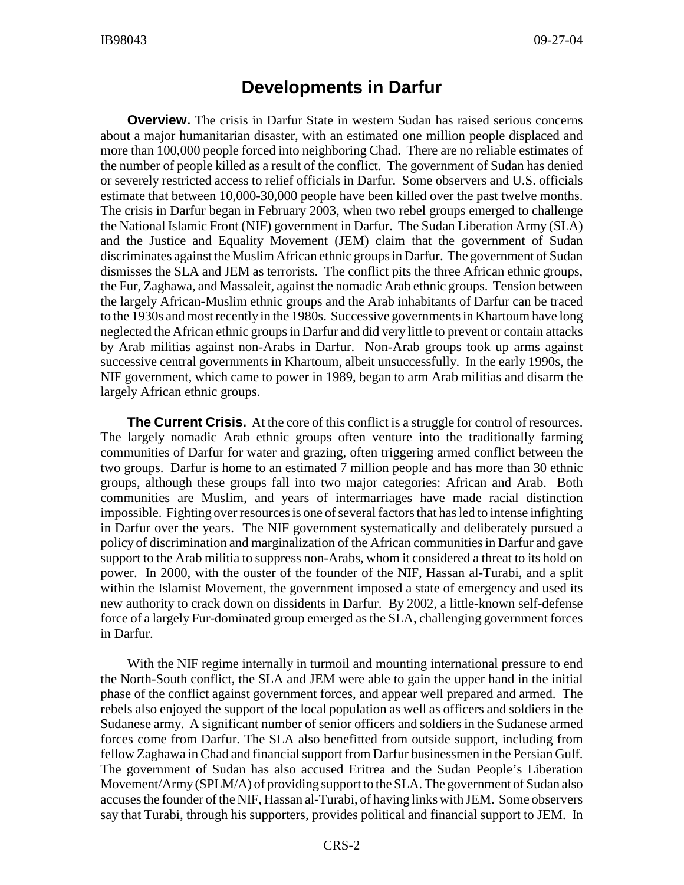## Developments in Darfur

**Overview.** The crisis in Darfur State in western Sudan has raised serious concerns about a major humanitarian disaster, with an estimated one million people displaced and more than 100,000 people forced into neighboring Chad. There are no reliable estimates of the number of people killed as a result of the conflict. The government of Sudan has denied or severely restricted access to relief officials in Darfur. Some observers and U.S. officials estimate that between 10,000-30,000 people have been killed over the past twelve months. The crisis in Darfur began in February 2003, when two rebel groups emerged to challenge the National Islamic Front (NIF) government in Darfur. The Sudan Liberation Army (SLA) and the Justice and Equality Movement (JEM) claim that the government of Sudan discriminates against the Muslim African ethnic groups in Darfur. The government of Sudan dismisses the SLA and JEM as terrorists. The conflict pits the three African ethnic groups, the Fur, Zaghawa, and Massaleit, against the nomadic Arab ethnic groups. Tension between the largely African-Muslim ethnic groups and the Arab inhabitants of Darfur can be traced to the 1930s and most recently in the 1980s. Successive governments in Khartoum have long neglected the African ethnic groups in Darfur and did very little to prevent or contain attacks by Arab militias against non-Arabs in Darfur. Non-Arab groups took up arms against successive central governments in Khartoum, albeit unsuccessfully. In the early 1990s, the NIF government, which came to power in 1989, began to arm Arab militias and disarm the largely African ethnic groups.

**The Current Crisis.** At the core of this conflict is a struggle for control of resources. The largely nomadic Arab ethnic groups often venture into the traditionally farming communities of Darfur for water and grazing, often triggering armed conflict between the two groups. Darfur is home to an estimated 7 million people and has more than 30 ethnic groups, although these groups fall into two major categories: African and Arab. Both communities are Muslim, and years of intermarriages have made racial distinction impossible. Fighting over resources is one of several factors that has led to intense infighting in Darfur over the years. The NIF government systematically and deliberately pursued a policy of discrimination and marginalization of the African communities in Darfur and gave support to the Arab militia to suppress non-Arabs, whom it considered a threat to its hold on power. In 2000, with the ouster of the founder of the NIF, Hassan al-Turabi, and a split within the Islamist Movement, the government imposed a state of emergency and used its new authority to crack down on dissidents in Darfur. By 2002, a little-known self-defense force of a largely Fur-dominated group emerged as the SLA, challenging government forces in Darfur.

With the NIF regime internally in turmoil and mounting international pressure to end the North-South conflict, the SLA and JEM were able to gain the upper hand in the initial phase of the conflict against government forces, and appear well prepared and armed. The rebels also enjoyed the support of the local population as well as officers and soldiers in the Sudanese army. A significant number of senior officers and soldiers in the Sudanese armed forces come from Darfur. The SLA also benefitted from outside support, including from fellow Zaghawa in Chad and financial support from Darfur businessmen in the Persian Gulf. The government of Sudan has also accused Eritrea and the Sudan People's Liberation Movement/Army (SPLM/A) of providing support to the SLA. The government of Sudan also accuses the founder of the NIF, Hassan al-Turabi, of having links with JEM. Some observers say that Turabi, through his supporters, provides political and financial support to JEM. In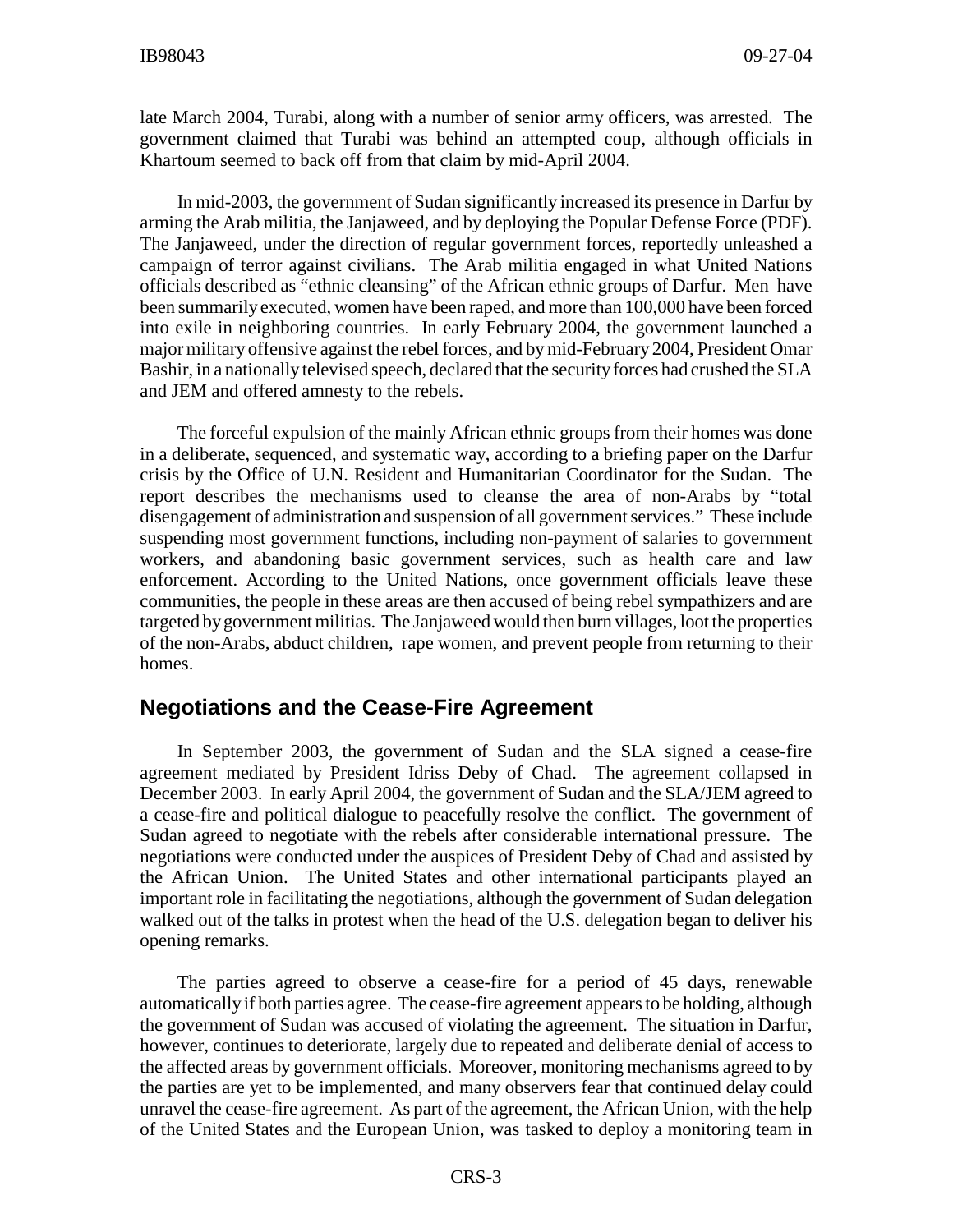late March 2004, Turabi, along with a number of senior army officers, was arrested. The government claimed that Turabi was behind an attempted coup, although officials in Khartoum seemed to back off from that claim by mid-April 2004.

In mid-2003, the government of Sudan significantly increased its presence in Darfur by arming the Arab militia, the Janjaweed, and by deploying the Popular Defense Force (PDF). The Janjaweed, under the direction of regular government forces, reportedly unleashed a campaign of terror against civilians. The Arab militia engaged in what United Nations officials described as "ethnic cleansing" of the African ethnic groups of Darfur. Men have been summarily executed, women have been raped, and more than 100,000 have been forced into exile in neighboring countries. In early February 2004, the government launched a major military offensive against the rebel forces, and by mid-February 2004, President Omar Bashir, in a nationally televised speech, declared that the security forces had crushed the SLA and JEM and offered amnesty to the rebels.

The forceful expulsion of the mainly African ethnic groups from their homes was done in a deliberate, sequenced, and systematic way, according to a briefing paper on the Darfur crisis by the Office of U.N. Resident and Humanitarian Coordinator for the Sudan. The report describes the mechanisms used to cleanse the area of non-Arabs by "total disengagement of administration and suspension of all government services." These include suspending most government functions, including non-payment of salaries to government workers, and abandoning basic government services, such as health care and law enforcement. According to the United Nations, once government officials leave these communities, the people in these areas are then accused of being rebel sympathizers and are targeted by government militias. The Janjaweed would then burn villages, loot the properties of the non-Arabs, abduct children, rape women, and prevent people from returning to their homes.

## Negotiations and the Cease-Fire Agreement

In September 2003, the government of Sudan and the SLA signed a cease-fire agreement mediated by President Idriss Deby of Chad. The agreement collapsed in December 2003. In early April 2004, the government of Sudan and the SLA/JEM agreed to a cease-fire and political dialogue to peacefully resolve the conflict. The government of Sudan agreed to negotiate with the rebels after considerable international pressure. The negotiations were conducted under the auspices of President Deby of Chad and assisted by the African Union. The United States and other international participants played an important role in facilitating the negotiations, although the government of Sudan delegation walked out of the talks in protest when the head of the U.S. delegation began to deliver his opening remarks.

The parties agreed to observe a cease-fire for a period of 45 days, renewable automatically if both parties agree. The cease-fire agreement appears to be holding, although the government of Sudan was accused of violating the agreement. The situation in Darfur, however, continues to deteriorate, largely due to repeated and deliberate denial of access to the affected areas by government officials. Moreover, monitoring mechanisms agreed to by the parties are yet to be implemented, and many observers fear that continued delay could unravel the cease-fire agreement. As part of the agreement, the African Union, with the help of the United States and the European Union, was tasked to deploy a monitoring team in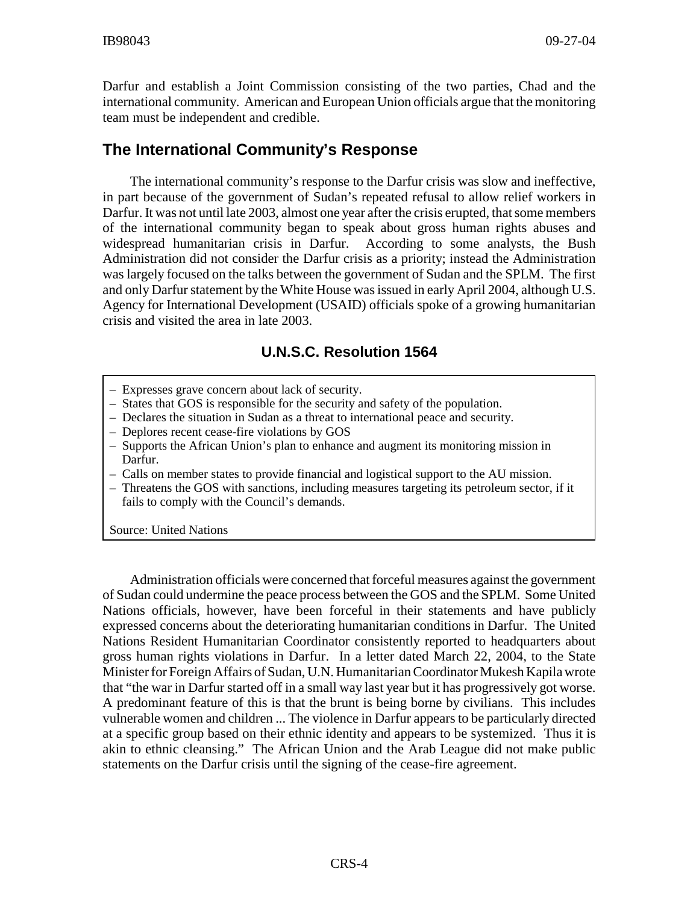Darfur and establish a Joint Commission consisting of the two parties, Chad and the international community. American and European Union officials argue that the monitoring team must be independent and credible.

## The International Community's Response

The international community's response to the Darfur crisis was slow and ineffective, in part because of the government of Sudan's repeated refusal to allow relief workers in Darfur. It was not until late 2003, almost one year after the crisis erupted, that some members of the international community began to speak about gross human rights abuses and widespread humanitarian crisis in Darfur. According to some analysts, the Bush Administration did not consider the Darfur crisis as a priority; instead the Administration was largely focused on the talks between the government of Sudan and the SPLM. The first and only Darfur statement by the White House was issued in early April 2004, although U.S. Agency for International Development (USAID) officials spoke of a growing humanitarian crisis and visited the area in late 2003.

### U.N.S.C. Resolution 1564

- Expresses grave concern about lack of security.
- States that GOS is responsible for the security and safety of the population.
- Declares the situation in Sudan as a threat to international peace and security.
- Deplores recent cease-fire violations by GOS
- Supports the African Union's plan to enhance and augment its monitoring mission in Darfur.
- Calls on member states to provide financial and logistical support to the AU mission.
- Threatens the GOS with sanctions, including measures targeting its petroleum sector, if it fails to comply with the Council's demands.

Source: United Nations

Administration officials were concerned that forceful measures against the government of Sudan could undermine the peace process between the GOS and the SPLM. Some United Nations officials, however, have been forceful in their statements and have publicly expressed concerns about the deteriorating humanitarian conditions in Darfur. The United Nations Resident Humanitarian Coordinator consistently reported to headquarters about gross human rights violations in Darfur. In a letter dated March 22, 2004, to the State Minister for Foreign Affairs of Sudan, U.N. Humanitarian Coordinator Mukesh Kapila wrote that "the war in Darfur started off in a small way last year but it has progressively got worse. A predominant feature of this is that the brunt is being borne by civilians. This includes vulnerable women and children ... The violence in Darfur appears to be particularly directed at a specific group based on their ethnic identity and appears to be systemized. Thus it is akin to ethnic cleansing." The African Union and the Arab League did not make public statements on the Darfur crisis until the signing of the cease-fire agreement.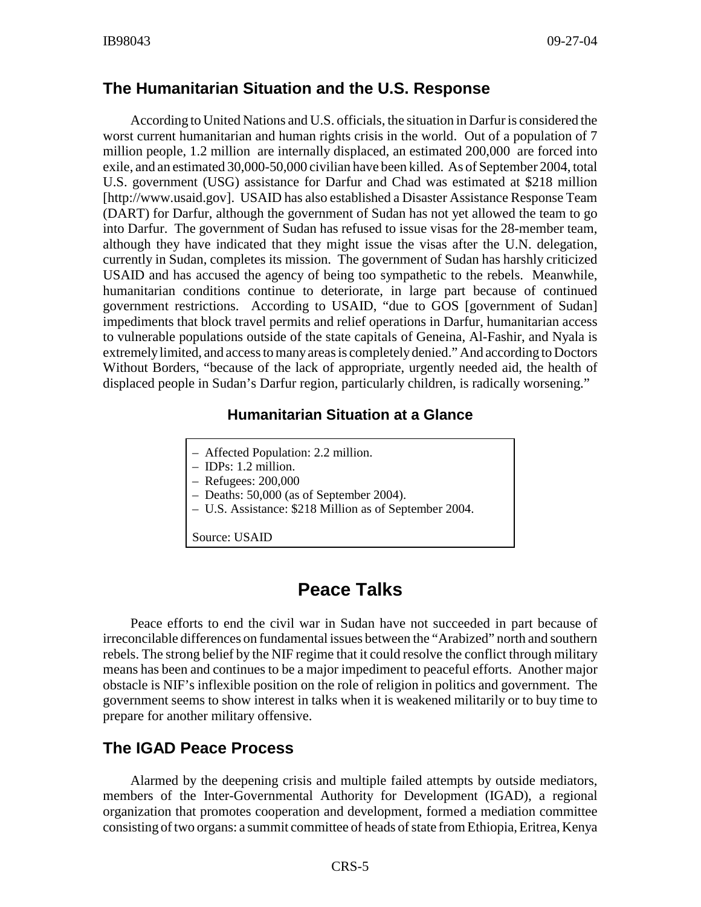## The Humanitarian Situation and the U.S. Response

According to United Nations and U.S. officials, the situation in Darfur is considered the worst current humanitarian and human rights crisis in the world. Out of a population of 7 million people, 1.2 million are internally displaced, an estimated 200,000 are forced into exile, and an estimated 30,000-50,000 civilian have been killed. As of September 2004, total U.S. government (USG) assistance for Darfur and Chad was estimated at $218 million [http://www.usaid.gov]. USAID has also established a Disaster Assistance Response Team (DART) for Darfur, although the government of Sudan has not yet allowed the team to go into Darfur. The government of Sudan has refused to issue visas for the 28-member team, although they have indicated that they might issue the visas after the U.N. delegation, currently in Sudan, completes its mission. The government of Sudan has harshly criticized USAID and has accused the agency of being too sympathetic to the rebels. Meanwhile, humanitarian conditions continue to deteriorate, in large part because of continued government restrictions. According to USAID, "due to GOS [government of Sudan] impediments that block travel permits and relief operations in Darfur, humanitarian access to vulnerable populations outside of the state capitals of Geneina, Al-Fashir, and Nyala is extremely limited, and access to many areas is completely denied." And according to Doctors Without Borders, "because of the lack of appropriate, urgently needed aid, the health of displaced people in Sudan's Darfur region, particularly children, is radically worsening."

### Humanitarian Situation at a Glance

- Affected Population: 2.2 million.
- IDPs: 1.2 million.
- Refugees: 200,000
- Deaths: 50,000 (as of September 2004).
- U.S. Assistance: $218 Million as of September 2004.

Source: USAID

# Peace Talks

Peace efforts to end the civil war in Sudan have not succeeded in part because of irreconcilable differences on fundamental issues between the "Arabized" north and southern rebels. The strong belief by the NIF regime that it could resolve the conflict through military means has been and continues to be a major impediment to peaceful efforts. Another major obstacle is NIF's inflexible position on the role of religion in politics and government. The government seems to show interest in talks when it is weakened militarily or to buy time to prepare for another military offensive.

## The IGAD Peace Process

Alarmed by the deepening crisis and multiple failed attempts by outside mediators, members of the Inter-Governmental Authority for Development (IGAD), a regional organization that promotes cooperation and development, formed a mediation committee consisting of two organs: a summit committee of heads of state from Ethiopia, Eritrea, Kenya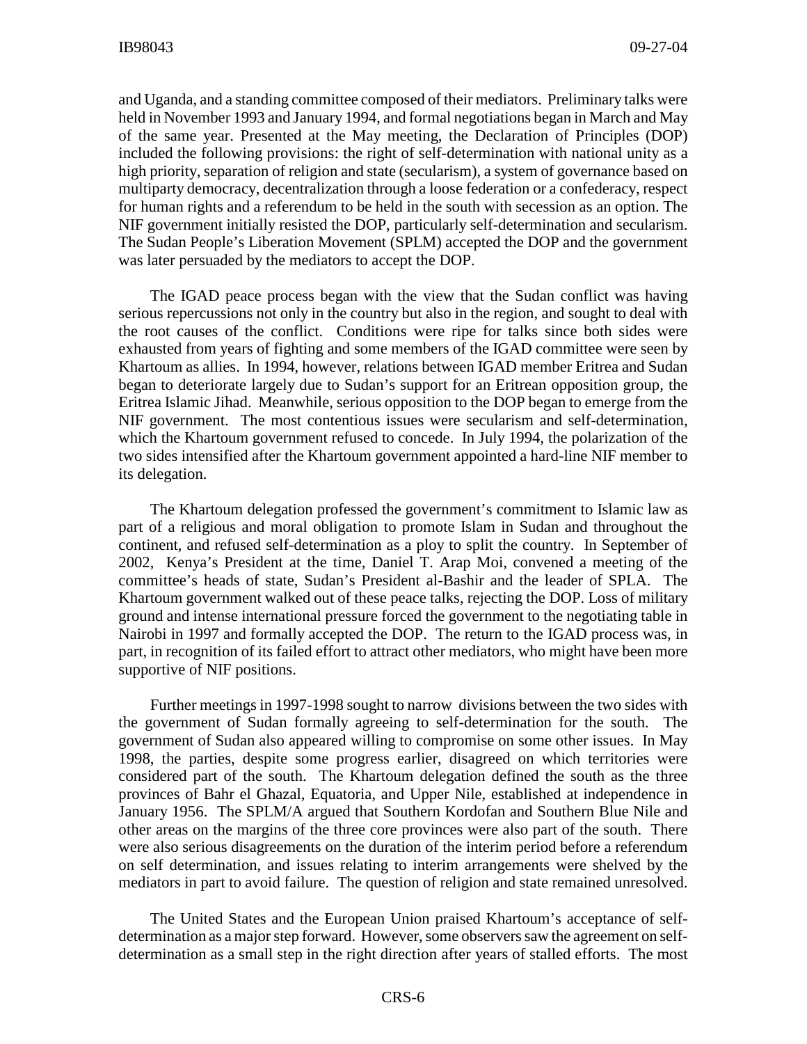and Uganda, and a standing committee composed of their mediators. Preliminary talks were held in November 1993 and January 1994, and formal negotiations began in March and May of the same year. Presented at the May meeting, the Declaration of Principles (DOP) included the following provisions: the right of self-determination with national unity as a high priority, separation of religion and state (secularism), a system of governance based on multiparty democracy, decentralization through a loose federation or a confederacy, respect for human rights and a referendum to be held in the south with secession as an option. The NIF government initially resisted the DOP, particularly self-determination and secularism. The Sudan People's Liberation Movement (SPLM) accepted the DOP and the government was later persuaded by the mediators to accept the DOP.

The IGAD peace process began with the view that the Sudan conflict was having serious repercussions not only in the country but also in the region, and sought to deal with the root causes of the conflict. Conditions were ripe for talks since both sides were exhausted from years of fighting and some members of the IGAD committee were seen by Khartoum as allies. In 1994, however, relations between IGAD member Eritrea and Sudan began to deteriorate largely due to Sudan's support for an Eritrean opposition group, the Eritrea Islamic Jihad. Meanwhile, serious opposition to the DOP began to emerge from the NIF government. The most contentious issues were secularism and self-determination, which the Khartoum government refused to concede. In July 1994, the polarization of the two sides intensified after the Khartoum government appointed a hard-line NIF member to its delegation.

The Khartoum delegation professed the government's commitment to Islamic law as part of a religious and moral obligation to promote Islam in Sudan and throughout the continent, and refused self-determination as a ploy to split the country. In September of 2002, Kenya's President at the time, Daniel T. Arap Moi, convened a meeting of the committee's heads of state, Sudan's President al-Bashir and the leader of SPLA. The Khartoum government walked out of these peace talks, rejecting the DOP. Loss of military ground and intense international pressure forced the government to the negotiating table in Nairobi in 1997 and formally accepted the DOP. The return to the IGAD process was, in part, in recognition of its failed effort to attract other mediators, who might have been more supportive of NIF positions.

Further meetings in 1997-1998 sought to narrow divisions between the two sides with the government of Sudan formally agreeing to self-determination for the south. The government of Sudan also appeared willing to compromise on some other issues. In May 1998, the parties, despite some progress earlier, disagreed on which territories were considered part of the south. The Khartoum delegation defined the south as the three provinces of Bahr el Ghazal, Equatoria, and Upper Nile, established at independence in January 1956. The SPLM/A argued that Southern Kordofan and Southern Blue Nile and other areas on the margins of the three core provinces were also part of the south. There were also serious disagreements on the duration of the interim period before a referendum on self determination, and issues relating to interim arrangements were shelved by the mediators in part to avoid failure. The question of religion and state remained unresolved.

The United States and the European Union praised Khartoum's acceptance of self-determination as a major step forward. However, some observers saw the agreement on self-determination as a small step in the right direction after years of stalled efforts. The most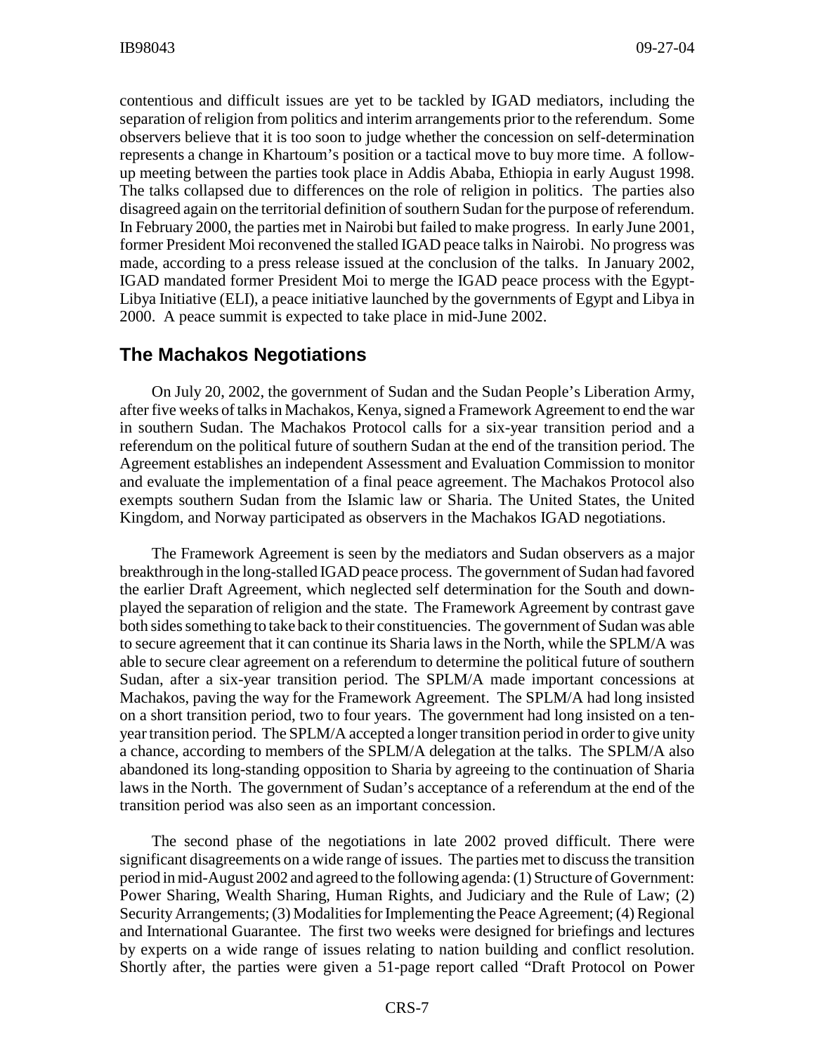contentious and difficult issues are yet to be tackled by IGAD mediators, including the separation of religion from politics and interim arrangements prior to the referendum. Some observers believe that it is too soon to judge whether the concession on self-determination represents a change in Khartoum's position or a tactical move to buy more time. A follow-up meeting between the parties took place in Addis Ababa, Ethiopia in early August 1998. The talks collapsed due to differences on the role of religion in politics. The parties also disagreed again on the territorial definition of southern Sudan for the purpose of referendum. In February 2000, the parties met in Nairobi but failed to make progress. In early June 2001, former President Moi reconvened the stalled IGAD peace talks in Nairobi. No progress was made, according to a press release issued at the conclusion of the talks. In January 2002, IGAD mandated former President Moi to merge the IGAD peace process with the Egypt-Libya Initiative (ELI), a peace initiative launched by the governments of Egypt and Libya in 2000. A peace summit is expected to take place in mid-June 2002.

## The Machakos Negotiations

On July 20, 2002, the government of Sudan and the Sudan People's Liberation Army, after five weeks of talks in Machakos, Kenya, signed a Framework Agreement to end the war in southern Sudan. The Machakos Protocol calls for a six-year transition period and a referendum on the political future of southern Sudan at the end of the transition period. The Agreement establishes an independent Assessment and Evaluation Commission to monitor and evaluate the implementation of a final peace agreement. The Machakos Protocol also exempts southern Sudan from the Islamic law or Sharia. The United States, the United Kingdom, and Norway participated as observers in the Machakos IGAD negotiations.

The Framework Agreement is seen by the mediators and Sudan observers as a major breakthrough in the long-stalled IGAD peace process. The government of Sudan had favored the earlier Draft Agreement, which neglected self determination for the South and down-played the separation of religion and the state. The Framework Agreement by contrast gave both sides something to take back to their constituencies. The government of Sudan was able to secure agreement that it can continue its Sharia laws in the North, while the SPLM/A was able to secure clear agreement on a referendum to determine the political future of southern Sudan, after a six-year transition period. The SPLM/A made important concessions at Machakos, paving the way for the Framework Agreement. The SPLM/A had long insisted on a short transition period, two to four years. The government had long insisted on a ten-year transition period. The SPLM/A accepted a longer transition period in order to give unity a chance, according to members of the SPLM/A delegation at the talks. The SPLM/A also abandoned its long-standing opposition to Sharia by agreeing to the continuation of Sharia laws in the North. The government of Sudan's acceptance of a referendum at the end of the transition period was also seen as an important concession.

The second phase of the negotiations in late 2002 proved difficult. There were significant disagreements on a wide range of issues. The parties met to discuss the transition period in mid-August 2002 and agreed to the following agenda: (1) Structure of Government: Power Sharing, Wealth Sharing, Human Rights, and Judiciary and the Rule of Law; (2) Security Arrangements; (3) Modalities for Implementing the Peace Agreement; (4) Regional and International Guarantee. The first two weeks were designed for briefings and lectures by experts on a wide range of issues relating to nation building and conflict resolution. Shortly after, the parties were given a 51-page report called "Draft Protocol on Power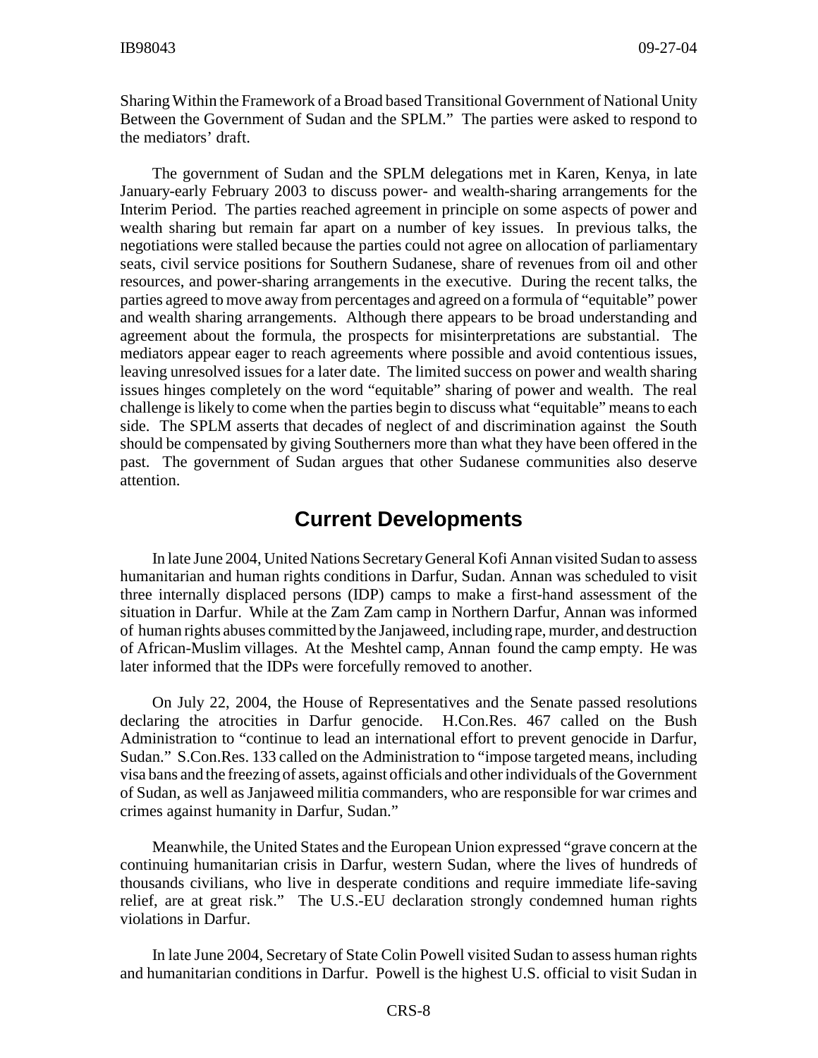Sharing Within the Framework of a Broad based Transitional Government of National Unity Between the Government of Sudan and the SPLM." The parties were asked to respond to the mediators' draft.

The government of Sudan and the SPLM delegations met in Karen, Kenya, in late January-early February 2003 to discuss power- and wealth-sharing arrangements for the Interim Period. The parties reached agreement in principle on some aspects of power and wealth sharing but remain far apart on a number of key issues. In previous talks, the negotiations were stalled because the parties could not agree on allocation of parliamentary seats, civil service positions for Southern Sudanese, share of revenues from oil and other resources, and power-sharing arrangements in the executive. During the recent talks, the parties agreed to move away from percentages and agreed on a formula of "equitable" power and wealth sharing arrangements. Although there appears to be broad understanding and agreement about the formula, the prospects for misinterpretations are substantial. The mediators appear eager to reach agreements where possible and avoid contentious issues, leaving unresolved issues for a later date. The limited success on power and wealth sharing issues hinges completely on the word "equitable" sharing of power and wealth. The real challenge is likely to come when the parties begin to discuss what "equitable" means to each side. The SPLM asserts that decades of neglect of and discrimination against the South should be compensated by giving Southerners more than what they have been offered in the past. The government of Sudan argues that other Sudanese communities also deserve attention.

## Current Developments

In late June 2004, United Nations Secretary General Kofi Annan visited Sudan to assess humanitarian and human rights conditions in Darfur, Sudan. Annan was scheduled to visit three internally displaced persons (IDP) camps to make a first-hand assessment of the situation in Darfur. While at the Zam Zam camp in Northern Darfur, Annan was informed of human rights abuses committed by the Janjaweed, including rape, murder, and destruction of African-Muslim villages. At the Meshtel camp, Annan found the camp empty. He was later informed that the IDPs were forcefully removed to another.

On July 22, 2004, the House of Representatives and the Senate passed resolutions declaring the atrocities in Darfur genocide. H.Con.Res. 467 called on the Bush Administration to "continue to lead an international effort to prevent genocide in Darfur, Sudan." S.Con.Res. 133 called on the Administration to "impose targeted means, including visa bans and the freezing of assets, against officials and other individuals of the Government of Sudan, as well as Janjaweed militia commanders, who are responsible for war crimes and crimes against humanity in Darfur, Sudan."

Meanwhile, the United States and the European Union expressed "grave concern at the continuing humanitarian crisis in Darfur, western Sudan, where the lives of hundreds of thousands civilians, who live in desperate conditions and require immediate life-saving relief, are at great risk." The U.S.-EU declaration strongly condemned human rights violations in Darfur.

In late June 2004, Secretary of State Colin Powell visited Sudan to assess human rights and humanitarian conditions in Darfur. Powell is the highest U.S. official to visit Sudan in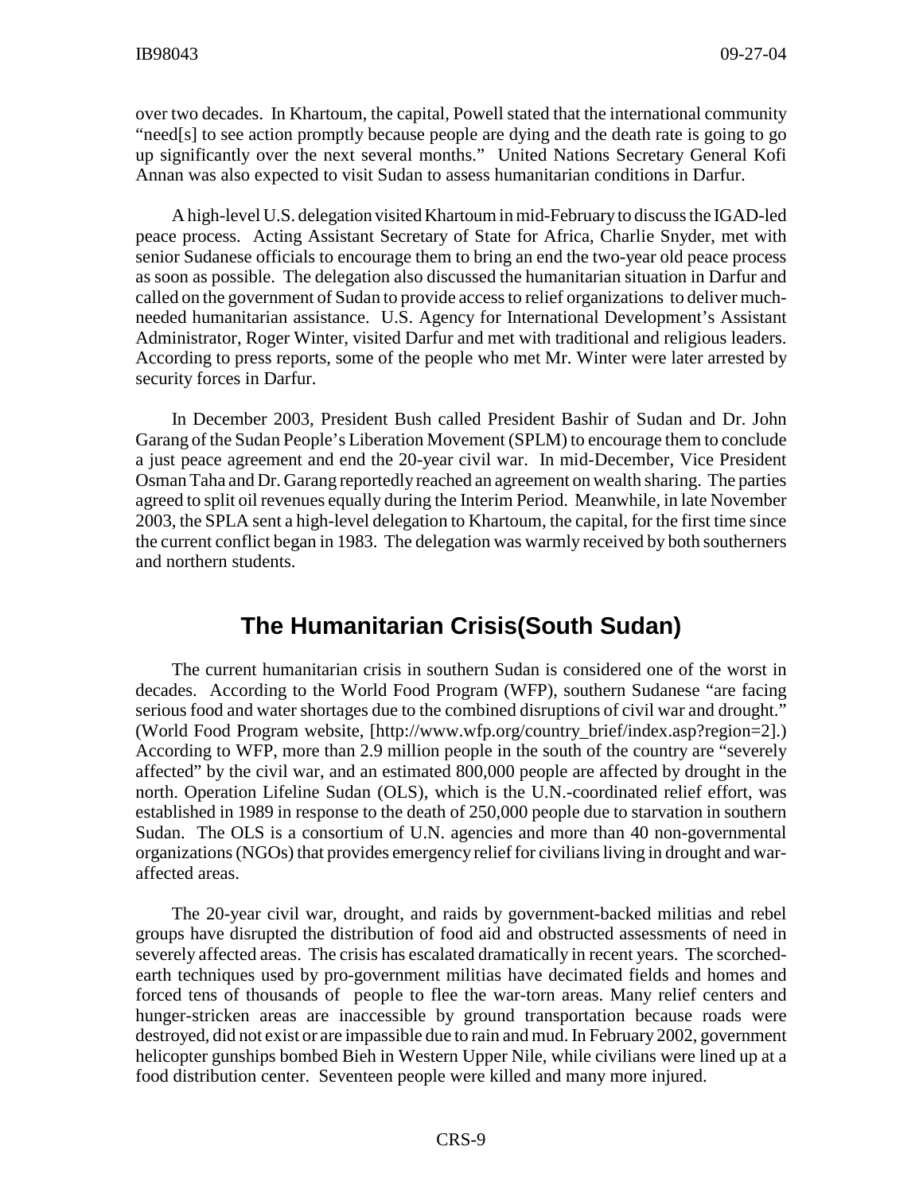over two decades. In Khartoum, the capital, Powell stated that the international community "need[s] to see action promptly because people are dying and the death rate is going to go up significantly over the next several months." United Nations Secretary General Kofi Annan was also expected to visit Sudan to assess humanitarian conditions in Darfur.

A high-level U.S. delegation visited Khartoum in mid-February to discuss the IGAD-led peace process. Acting Assistant Secretary of State for Africa, Charlie Snyder, met with senior Sudanese officials to encourage them to bring an end the two-year old peace process as soon as possible. The delegation also discussed the humanitarian situation in Darfur and called on the government of Sudan to provide access to relief organizations to deliver much-needed humanitarian assistance. U.S. Agency for International Development's Assistant Administrator, Roger Winter, visited Darfur and met with traditional and religious leaders. According to press reports, some of the people who met Mr. Winter were later arrested by security forces in Darfur.

In December 2003, President Bush called President Bashir of Sudan and Dr. John Garang of the Sudan People's Liberation Movement (SPLM) to encourage them to conclude a just peace agreement and end the 20-year civil war. In mid-December, Vice President Osman Taha and Dr. Garang reportedly reached an agreement on wealth sharing. The parties agreed to split oil revenues equally during the Interim Period. Meanwhile, in late November 2003, the SPLA sent a high-level delegation to Khartoum, the capital, for the first time since the current conflict began in 1983. The delegation was warmly received by both southerners and northern students.

## The Humanitarian Crisis(South Sudan)

The current humanitarian crisis in southern Sudan is considered one of the worst in decades. According to the World Food Program (WFP), southern Sudanese "are facing serious food and water shortages due to the combined disruptions of civil war and drought." (World Food Program website, [http://www.wfp.org/country_brief/index.asp?region=2].) According to WFP, more than 2.9 million people in the south of the country are "severely affected" by the civil war, and an estimated 800,000 people are affected by drought in the north. Operation Lifeline Sudan (OLS), which is the U.N.-coordinated relief effort, was established in 1989 in response to the death of 250,000 people due to starvation in southern Sudan. The OLS is a consortium of U.N. agencies and more than 40 non-governmental organizations (NGOs) that provides emergency relief for civilians living in drought and war-affected areas.

The 20-year civil war, drought, and raids by government-backed militias and rebel groups have disrupted the distribution of food aid and obstructed assessments of need in severely affected areas. The crisis has escalated dramatically in recent years. The scorched-earth techniques used by pro-government militias have decimated fields and homes and forced tens of thousands of people to flee the war-torn areas. Many relief centers and hunger-stricken areas are inaccessible by ground transportation because roads were destroyed, did not exist or are impassible due to rain and mud. In February 2002, government helicopter gunships bombed Bieh in Western Upper Nile, while civilians were lined up at a food distribution center. Seventeen people were killed and many more injured.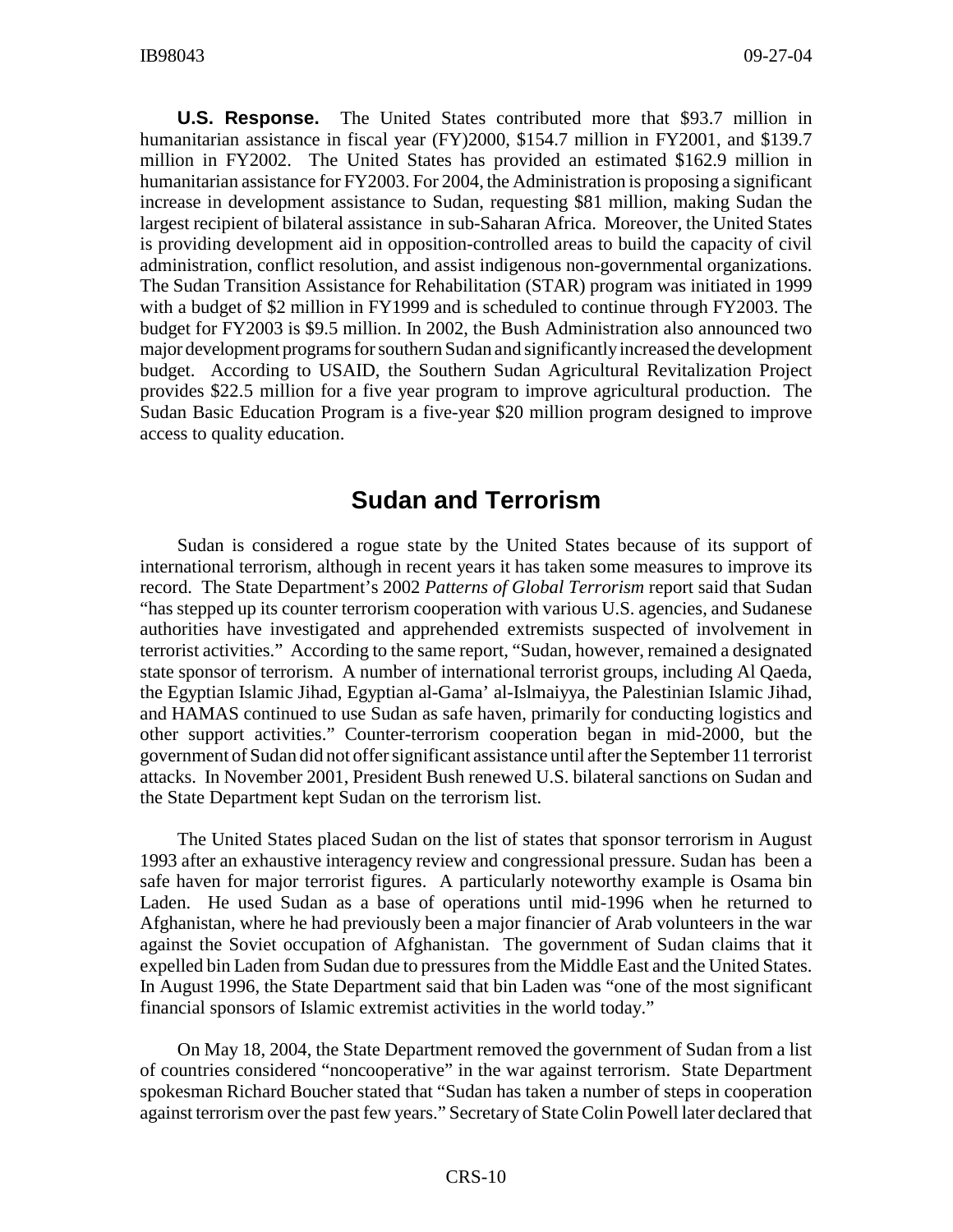**U.S. Response.** The United States contributed more that $93.7 million in humanitarian assistance in fiscal year (FY)2000, $154.7 million in FY2001, and $139.7 million in FY2002. The United States has provided an estimated $162.9 million in humanitarian assistance for FY2003. For 2004, the Administration is proposing a significant increase in development assistance to Sudan, requesting $81 million, making Sudan the largest recipient of bilateral assistance in sub-Saharan Africa. Moreover, the United States is providing development aid in opposition-controlled areas to build the capacity of civil administration, conflict resolution, and assist indigenous non-governmental organizations. The Sudan Transition Assistance for Rehabilitation (STAR) program was initiated in 1999 with a budget of $2 million in FY1999 and is scheduled to continue through FY2003. The budget for FY2003 is $9.5 million. In 2002, the Bush Administration also announced two major development programs for southern Sudan and significantly increased the development budget. According to USAID, the Southern Sudan Agricultural Revitalization Project provides $22.5 million for a five year program to improve agricultural production. The Sudan Basic Education Program is a five-year $20 million program designed to improve access to quality education.

## Sudan and Terrorism

Sudan is considered a rogue state by the United States because of its support of international terrorism, although in recent years it has taken some measures to improve its record. The State Department's 2002 *Patterns of Global Terrorism* report said that Sudan "has stepped up its counter terrorism cooperation with various U.S. agencies, and Sudanese authorities have investigated and apprehended extremists suspected of involvement in terrorist activities." According to the same report, "Sudan, however, remained a designated state sponsor of terrorism. A number of international terrorist groups, including Al Qaeda, the Egyptian Islamic Jihad, Egyptian al-Gama' al-Islmaiyya, the Palestinian Islamic Jihad, and HAMAS continued to use Sudan as safe haven, primarily for conducting logistics and other support activities." Counter-terrorism cooperation began in mid-2000, but the government of Sudan did not offer significant assistance until after the September 11 terrorist attacks. In November 2001, President Bush renewed U.S. bilateral sanctions on Sudan and the State Department kept Sudan on the terrorism list.

The United States placed Sudan on the list of states that sponsor terrorism in August 1993 after an exhaustive interagency review and congressional pressure. Sudan has been a safe haven for major terrorist figures. A particularly noteworthy example is Osama bin Laden. He used Sudan as a base of operations until mid-1996 when he returned to Afghanistan, where he had previously been a major financier of Arab volunteers in the war against the Soviet occupation of Afghanistan. The government of Sudan claims that it expelled bin Laden from Sudan due to pressures from the Middle East and the United States. In August 1996, the State Department said that bin Laden was "one of the most significant financial sponsors of Islamic extremist activities in the world today."

On May 18, 2004, the State Department removed the government of Sudan from a list of countries considered "noncooperative" in the war against terrorism. State Department spokesman Richard Boucher stated that "Sudan has taken a number of steps in cooperation against terrorism over the past few years." Secretary of State Colin Powell later declared that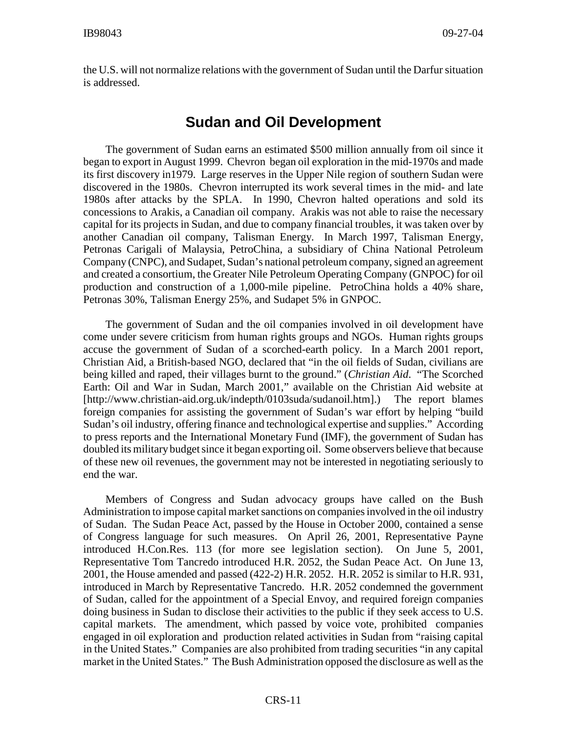the U.S. will not normalize relations with the government of Sudan until the Darfur situation is addressed.

## Sudan and Oil Development

The government of Sudan earns an estimated $500 million annually from oil since it began to export in August 1999. Chevron began oil exploration in the mid-1970s and made its first discovery in1979. Large reserves in the Upper Nile region of southern Sudan were discovered in the 1980s. Chevron interrupted its work several times in the mid- and late 1980s after attacks by the SPLA. In 1990, Chevron halted operations and sold its concessions to Arakis, a Canadian oil company. Arakis was not able to raise the necessary capital for its projects in Sudan, and due to company financial troubles, it was taken over by another Canadian oil company, Talisman Energy. In March 1997, Talisman Energy, Petronas Carigali of Malaysia, PetroChina, a subsidiary of China National Petroleum Company (CNPC), and Sudapet, Sudan's national petroleum company, signed an agreement and created a consortium, the Greater Nile Petroleum Operating Company (GNPOC) for oil production and construction of a 1,000-mile pipeline. PetroChina holds a 40% share, Petronas 30%, Talisman Energy 25%, and Sudapet 5% in GNPOC.

The government of Sudan and the oil companies involved in oil development have come under severe criticism from human rights groups and NGOs. Human rights groups accuse the government of Sudan of a scorched-earth policy. In a March 2001 report, Christian Aid, a British-based NGO, declared that "in the oil fields of Sudan, civilians are being killed and raped, their villages burnt to the ground." (*Christian Aid*. "The Scorched Earth: Oil and War in Sudan, March 2001," available on the Christian Aid website at [http://www.christian-aid.org.uk/indepth/0103suda/sudanoil.htm].) The report blames foreign companies for assisting the government of Sudan's war effort by helping "build Sudan's oil industry, offering finance and technological expertise and supplies." According to press reports and the International Monetary Fund (IMF), the government of Sudan has doubled its military budget since it began exporting oil. Some observers believe that because of these new oil revenues, the government may not be interested in negotiating seriously to end the war.

Members of Congress and Sudan advocacy groups have called on the Bush Administration to impose capital market sanctions on companies involved in the oil industry of Sudan. The Sudan Peace Act, passed by the House in October 2000, contained a sense of Congress language for such measures. On April 26, 2001, Representative Payne introduced H.Con.Res. 113 (for more see legislation section). On June 5, 2001, Representative Tom Tancredo introduced H.R. 2052, the Sudan Peace Act. On June 13, 2001, the House amended and passed (422-2) H.R. 2052. H.R. 2052 is similar to H.R. 931, introduced in March by Representative Tancredo. H.R. 2052 condemned the government of Sudan, called for the appointment of a Special Envoy, and required foreign companies doing business in Sudan to disclose their activities to the public if they seek access to U.S. capital markets. The amendment, which passed by voice vote, prohibited companies engaged in oil exploration and production related activities in Sudan from "raising capital in the United States." Companies are also prohibited from trading securities "in any capital market in the United States." The Bush Administration opposed the disclosure as well as the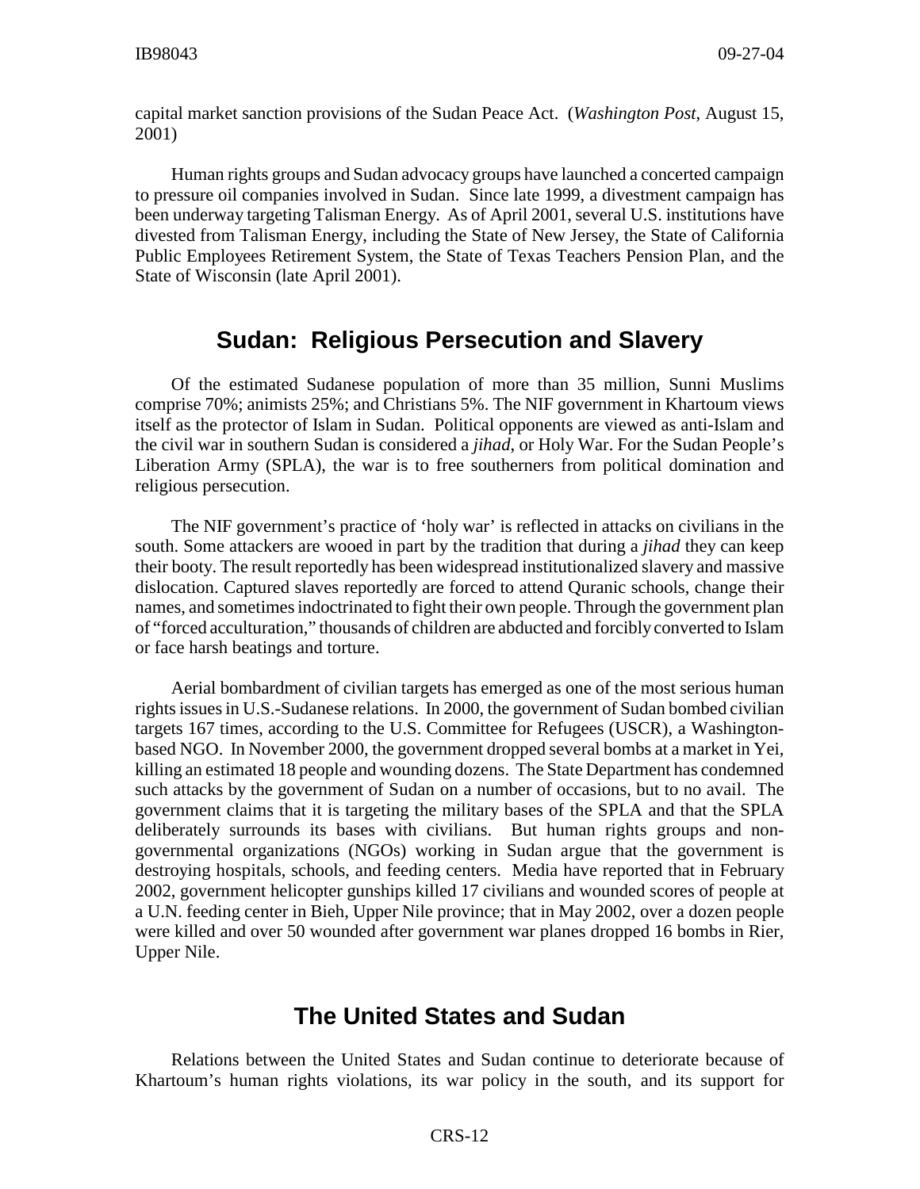capital market sanction provisions of the Sudan Peace Act. (*Washington Post*, August 15, 2001)

Human rights groups and Sudan advocacy groups have launched a concerted campaign to pressure oil companies involved in Sudan. Since late 1999, a divestment campaign has been underway targeting Talisman Energy. As of April 2001, several U.S. institutions have divested from Talisman Energy, including the State of New Jersey, the State of California Public Employees Retirement System, the State of Texas Teachers Pension Plan, and the State of Wisconsin (late April 2001).

## Sudan: Religious Persecution and Slavery

Of the estimated Sudanese population of more than 35 million, Sunni Muslims comprise 70%; animists 25%; and Christians 5%. The NIF government in Khartoum views itself as the protector of Islam in Sudan. Political opponents are viewed as anti-Islam and the civil war in southern Sudan is considered a *jihad*, or Holy War. For the Sudan People's Liberation Army (SPLA), the war is to free southerners from political domination and religious persecution.

The NIF government's practice of 'holy war' is reflected in attacks on civilians in the south. Some attackers are wooed in part by the tradition that during a *jihad* they can keep their booty. The result reportedly has been widespread institutionalized slavery and massive dislocation. Captured slaves reportedly are forced to attend Quranic schools, change their names, and sometimes indoctrinated to fight their own people. Through the government plan of "forced acculturation," thousands of children are abducted and forcibly converted to Islam or face harsh beatings and torture.

Aerial bombardment of civilian targets has emerged as one of the most serious human rights issues in U.S.-Sudanese relations. In 2000, the government of Sudan bombed civilian targets 167 times, according to the U.S. Committee for Refugees (USCR), a Washington-based NGO. In November 2000, the government dropped several bombs at a market in Yei, killing an estimated 18 people and wounding dozens. The State Department has condemned such attacks by the government of Sudan on a number of occasions, but to no avail. The government claims that it is targeting the military bases of the SPLA and that the SPLA deliberately surrounds its bases with civilians. But human rights groups and non-governmental organizations (NGOs) working in Sudan argue that the government is destroying hospitals, schools, and feeding centers. Media have reported that in February 2002, government helicopter gunships killed 17 civilians and wounded scores of people at a U.N. feeding center in Bieh, Upper Nile province; that in May 2002, over a dozen people were killed and over 50 wounded after government war planes dropped 16 bombs in Rier, Upper Nile.

## The United States and Sudan

Relations between the United States and Sudan continue to deteriorate because of Khartoum's human rights violations, its war policy in the south, and its support for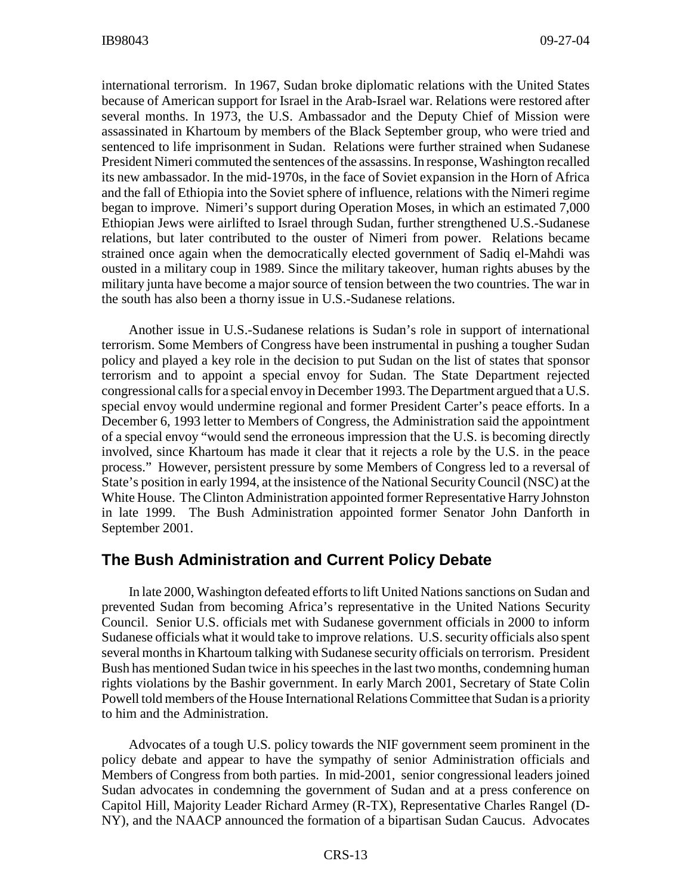international terrorism. In 1967, Sudan broke diplomatic relations with the United States because of American support for Israel in the Arab-Israel war. Relations were restored after several months. In 1973, the U.S. Ambassador and the Deputy Chief of Mission were assassinated in Khartoum by members of the Black September group, who were tried and sentenced to life imprisonment in Sudan. Relations were further strained when Sudanese President Nimeri commuted the sentences of the assassins. In response, Washington recalled its new ambassador. In the mid-1970s, in the face of Soviet expansion in the Horn of Africa and the fall of Ethiopia into the Soviet sphere of influence, relations with the Nimeri regime began to improve. Nimeri's support during Operation Moses, in which an estimated 7,000 Ethiopian Jews were airlifted to Israel through Sudan, further strengthened U.S.-Sudanese relations, but later contributed to the ouster of Nimeri from power. Relations became strained once again when the democratically elected government of Sadiq el-Mahdi was ousted in a military coup in 1989. Since the military takeover, human rights abuses by the military junta have become a major source of tension between the two countries. The war in the south has also been a thorny issue in U.S.-Sudanese relations.

Another issue in U.S.-Sudanese relations is Sudan's role in support of international terrorism. Some Members of Congress have been instrumental in pushing a tougher Sudan policy and played a key role in the decision to put Sudan on the list of states that sponsor terrorism and to appoint a special envoy for Sudan. The State Department rejected congressional calls for a special envoy in December 1993. The Department argued that a U.S. special envoy would undermine regional and former President Carter's peace efforts. In a December 6, 1993 letter to Members of Congress, the Administration said the appointment of a special envoy "would send the erroneous impression that the U.S. is becoming directly involved, since Khartoum has made it clear that it rejects a role by the U.S. in the peace process." However, persistent pressure by some Members of Congress led to a reversal of State's position in early 1994, at the insistence of the National Security Council (NSC) at the White House. The Clinton Administration appointed former Representative Harry Johnston in late 1999. The Bush Administration appointed former Senator John Danforth in September 2001.

## The Bush Administration and Current Policy Debate

In late 2000, Washington defeated efforts to lift United Nations sanctions on Sudan and prevented Sudan from becoming Africa's representative in the United Nations Security Council. Senior U.S. officials met with Sudanese government officials in 2000 to inform Sudanese officials what it would take to improve relations. U.S. security officials also spent several months in Khartoum talking with Sudanese security officials on terrorism. President Bush has mentioned Sudan twice in his speeches in the last two months, condemning human rights violations by the Bashir government. In early March 2001, Secretary of State Colin Powell told members of the House International Relations Committee that Sudan is a priority to him and the Administration.

Advocates of a tough U.S. policy towards the NIF government seem prominent in the policy debate and appear to have the sympathy of senior Administration officials and Members of Congress from both parties. In mid-2001, senior congressional leaders joined Sudan advocates in condemning the government of Sudan and at a press conference on Capitol Hill, Majority Leader Richard Armey (R-TX), Representative Charles Rangel (D-NY), and the NAACP announced the formation of a bipartisan Sudan Caucus. Advocates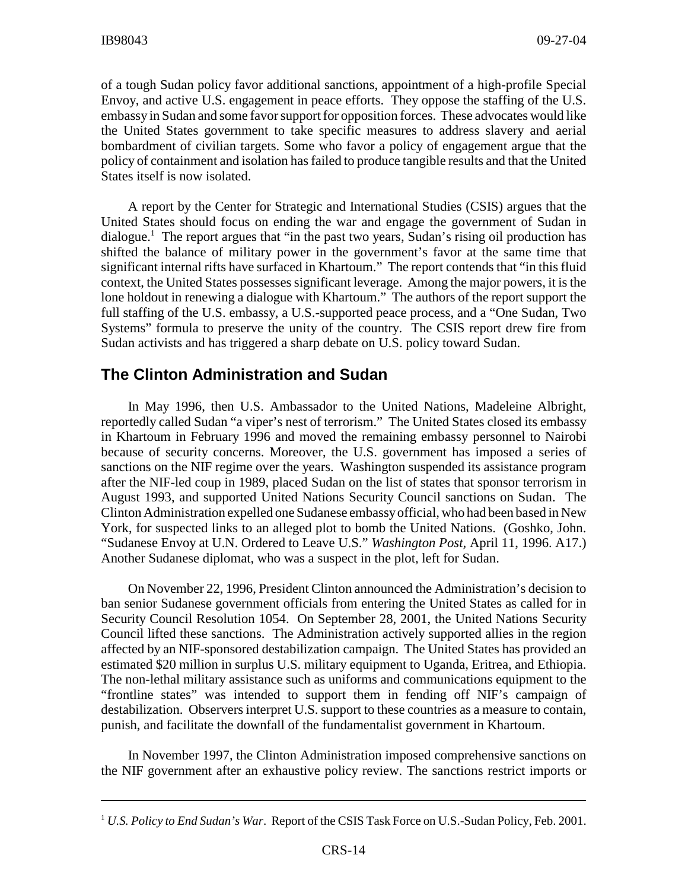of a tough Sudan policy favor additional sanctions, appointment of a high-profile Special Envoy, and active U.S. engagement in peace efforts. They oppose the staffing of the U.S. embassy in Sudan and some favor support for opposition forces. These advocates would like the United States government to take specific measures to address slavery and aerial bombardment of civilian targets. Some who favor a policy of engagement argue that the policy of containment and isolation has failed to produce tangible results and that the United States itself is now isolated.

A report by the Center for Strategic and International Studies (CSIS) argues that the United States should focus on ending the war and engage the government of Sudan in dialogue.[1] The report argues that "in the past two years, Sudan's rising oil production has shifted the balance of military power in the government's favor at the same time that significant internal rifts have surfaced in Khartoum." The report contends that "in this fluid context, the United States possesses significant leverage. Among the major powers, it is the lone holdout in renewing a dialogue with Khartoum." The authors of the report support the full staffing of the U.S. embassy, a U.S.-supported peace process, and a "One Sudan, Two Systems" formula to preserve the unity of the country. The CSIS report drew fire from Sudan activists and has triggered a sharp debate on U.S. policy toward Sudan.

## The Clinton Administration and Sudan

In May 1996, then U.S. Ambassador to the United Nations, Madeleine Albright, reportedly called Sudan "a viper's nest of terrorism." The United States closed its embassy in Khartoum in February 1996 and moved the remaining embassy personnel to Nairobi because of security concerns. Moreover, the U.S. government has imposed a series of sanctions on the NIF regime over the years. Washington suspended its assistance program after the NIF-led coup in 1989, placed Sudan on the list of states that sponsor terrorism in August 1993, and supported United Nations Security Council sanctions on Sudan. The Clinton Administration expelled one Sudanese embassy official, who had been based in New York, for suspected links to an alleged plot to bomb the United Nations. (Goshko, John. "Sudanese Envoy at U.N. Ordered to Leave U.S." *Washington Post*, April 11, 1996. A17.) Another Sudanese diplomat, who was a suspect in the plot, left for Sudan.

On November 22, 1996, President Clinton announced the Administration's decision to ban senior Sudanese government officials from entering the United States as called for in Security Council Resolution 1054. On September 28, 2001, the United Nations Security Council lifted these sanctions. The Administration actively supported allies in the region affected by an NIF-sponsored destabilization campaign. The United States has provided an estimated $20 million in surplus U.S. military equipment to Uganda, Eritrea, and Ethiopia. The non-lethal military assistance such as uniforms and communications equipment to the "frontline states" was intended to support them in fending off NIF's campaign of destabilization. Observers interpret U.S. support to these countries as a measure to contain, punish, and facilitate the downfall of the fundamentalist government in Khartoum.

In November 1997, the Clinton Administration imposed comprehensive sanctions on the NIF government after an exhaustive policy review. The sanctions restrict imports or

---

[1] *U.S. Policy to End Sudan's War*. Report of the CSIS Task Force on U.S.-Sudan Policy, Feb. 2001.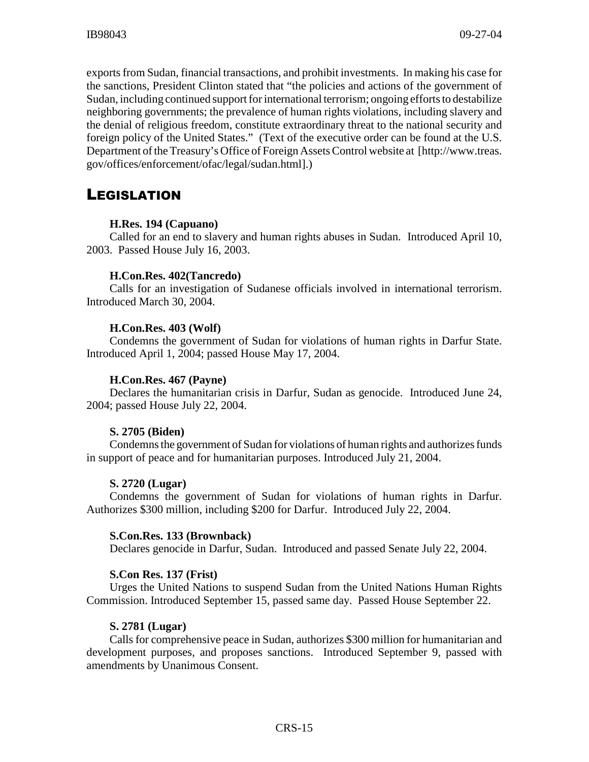exports from Sudan, financial transactions, and prohibit investments. In making his case for the sanctions, President Clinton stated that "the policies and actions of the government of Sudan, including continued support for international terrorism; ongoing efforts to destabilize neighboring governments; the prevalence of human rights violations, including slavery and the denial of religious freedom, constitute extraordinary threat to the national security and foreign policy of the United States." (Text of the executive order can be found at the U.S. Department of the Treasury's Office of Foreign Assets Control website at [http://www.treas.gov/offices/enforcement/ofac/legal/sudan.html].)

## Legislation

**H.Res. 194 (Capuano)**

Called for an end to slavery and human rights abuses in Sudan. Introduced April 10, 2003. Passed House July 16, 2003.

**H.Con.Res. 402(Tancredo)**

Calls for an investigation of Sudanese officials involved in international terrorism. Introduced March 30, 2004.

**H.Con.Res. 403 (Wolf)**

Condemns the government of Sudan for violations of human rights in Darfur State. Introduced April 1, 2004; passed House May 17, 2004.

**H.Con.Res. 467 (Payne)**

Declares the humanitarian crisis in Darfur, Sudan as genocide. Introduced June 24, 2004; passed House July 22, 2004.

**S. 2705 (Biden)**

Condemns the government of Sudan for violations of human rights and authorizes funds in support of peace and for humanitarian purposes. Introduced July 21, 2004.

**S. 2720 (Lugar)**

Condemns the government of Sudan for violations of human rights in Darfur. Authorizes $300 million, including $200 for Darfur. Introduced July 22, 2004.

**S.Con.Res. 133 (Brownback)**

Declares genocide in Darfur, Sudan. Introduced and passed Senate July 22, 2004.

**S.Con Res. 137 (Frist)**

Urges the United Nations to suspend Sudan from the United Nations Human Rights Commission. Introduced September 15, passed same day. Passed House September 22.

**S. 2781 (Lugar)**

Calls for comprehensive peace in Sudan, authorizes $300 million for humanitarian and development purposes, and proposes sanctions. Introduced September 9, passed with amendments by Unanimous Consent.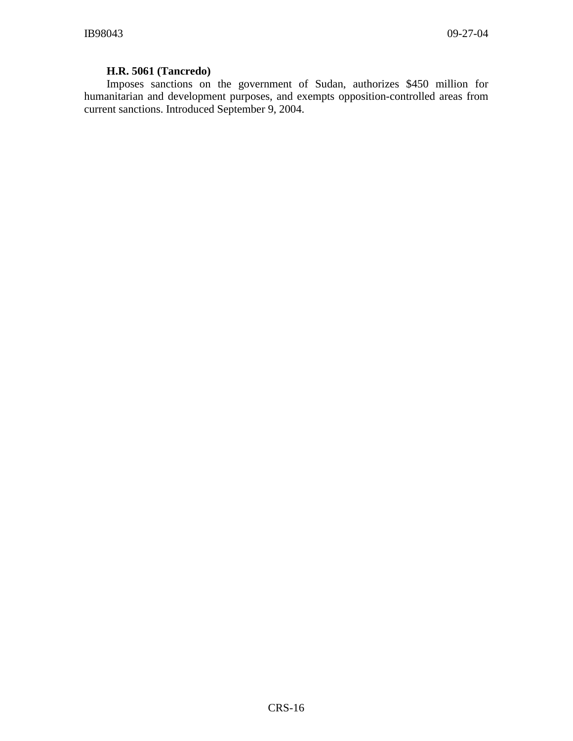**H.R. 5061 (Tancredo)**

Imposes sanctions on the government of Sudan, authorizes $450 million for humanitarian and development purposes, and exempts opposition-controlled areas from current sanctions. Introduced September 9, 2004.